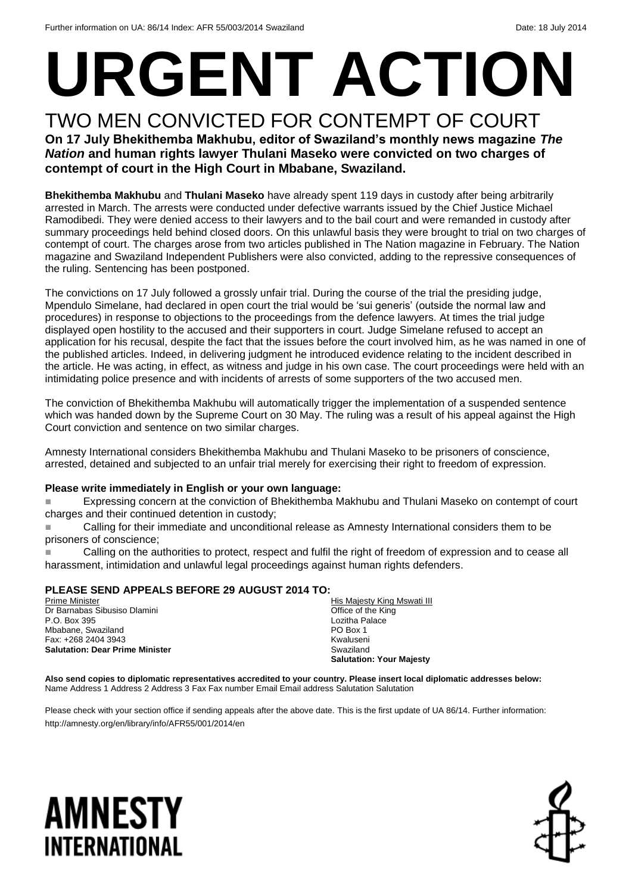Further information on UA: 86/14 Index: AFR 55/003/2014 Swaziland Date: 18 July 2014

# URGENT ACTION

## TWO MEN CONVICTED FOR CONTEMPT OF COURT

**On 17 July Bhekithemba Makhubu, editor of Swaziland's monthly news magazine *The Nation* and human rights lawyer Thulani Maseko were convicted on two charges of contempt of court in the High Court in Mbabane, Swaziland.**

**Bhekithemba Makhubu** and **Thulani Maseko** have already spent 119 days in custody after being arbitrarily arrested in March. The arrests were conducted under defective warrants issued by the Chief Justice Michael Ramodibedi. They were denied access to their lawyers and to the bail court and were remanded in custody after summary proceedings held behind closed doors. On this unlawful basis they were brought to trial on two charges of contempt of court. The charges arose from two articles published in The Nation magazine in February. The Nation magazine and Swaziland Independent Publishers were also convicted, adding to the repressive consequences of the ruling. Sentencing has been postponed.

The convictions on 17 July followed a grossly unfair trial. During the course of the trial the presiding judge, Mpendulo Simelane, had declared in open court the trial would be 'sui generis' (outside the normal law and procedures) in response to objections to the proceedings from the defence lawyers. At times the trial judge displayed open hostility to the accused and their supporters in court. Judge Simelane refused to accept an application for his recusal, despite the fact that the issues before the court involved him, as he was named in one of the published articles. Indeed, in delivering judgment he introduced evidence relating to the incident described in the article. He was acting, in effect, as witness and judge in his own case. The court proceedings were held with an intimidating police presence and with incidents of arrests of some supporters of the two accused men.

The conviction of Bhekithemba Makhubu will automatically trigger the implementation of a suspended sentence which was handed down by the Supreme Court on 30 May. The ruling was a result of his appeal against the High Court conviction and sentence on two similar charges.

Amnesty International considers Bhekithemba Makhubu and Thulani Maseko to be prisoners of conscience, arrested, detained and subjected to an unfair trial merely for exercising their right to freedom of expression.

**Please write immediately in English or your own language:**

- Expressing concern at the conviction of Bhekithemba Makhubu and Thulani Maseko on contempt of court charges and their continued detention in custody;
- Calling for their immediate and unconditional release as Amnesty International considers them to be prisoners of conscience;
- Calling on the authorities to protect, respect and fulfil the right of freedom of expression and to cease all harassment, intimidation and unlawful legal proceedings against human rights defenders.

**PLEASE SEND APPEALS BEFORE 29 AUGUST 2014 TO:**

Prime Minister
Dr Barnabas Sibusiso Dlamini
P.O. Box 395
Mbabane, Swaziland
Fax: +268 2404 3943
**Salutation: Dear Prime Minister**

His Majesty King Mswati III
Office of the King
Lozitha Palace
PO Box 1
Kwaluseni
Swaziland
**Salutation: Your Majesty**

**Also send copies to diplomatic representatives accredited to your country. Please insert local diplomatic addresses below:**
Name Address 1 Address 2 Address 3 Fax Fax number Email Email address Salutation Salutation

Please check with your section office if sending appeals after the above date. This is the first update of UA 86/14. Further information: http://amnesty.org/en/library/info/AFR55/001/2014/en

AMNESTY INTERNATIONAL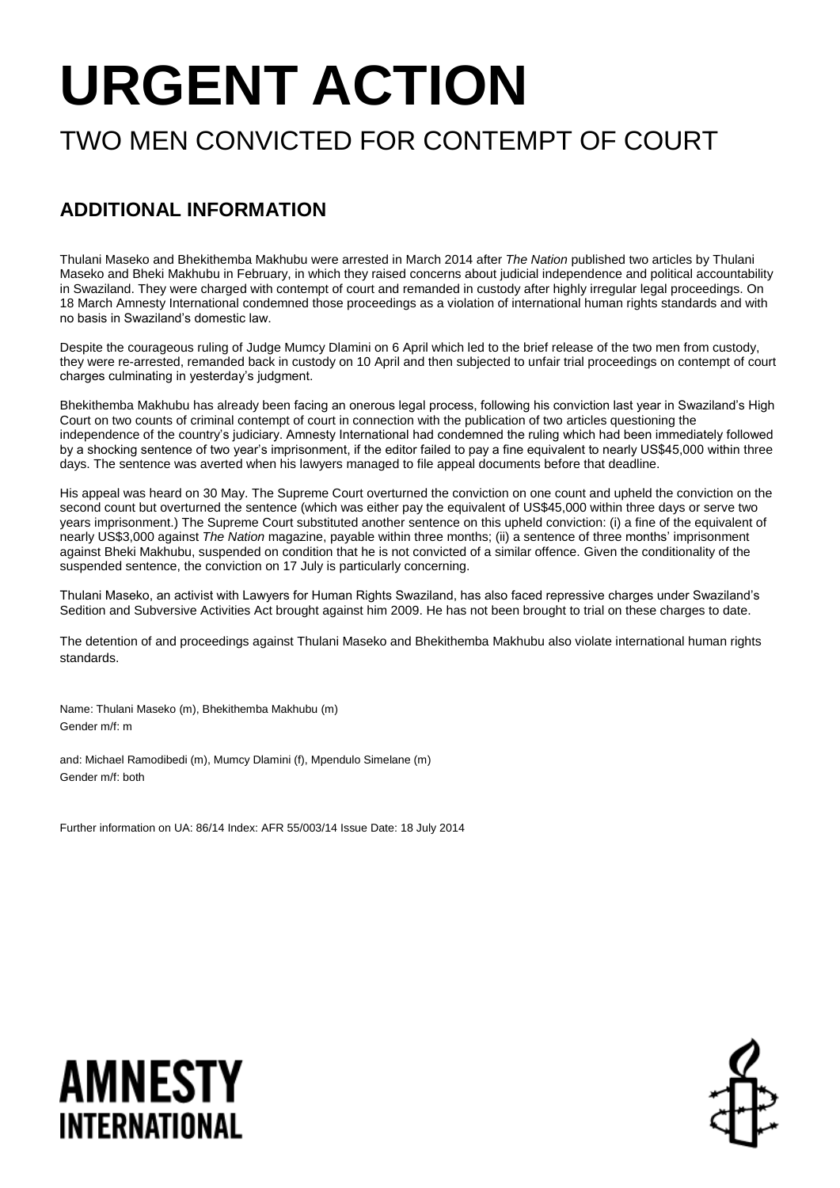# URGENT ACTION

## TWO MEN CONVICTED FOR CONTEMPT OF COURT

### ADDITIONAL INFORMATION

Thulani Maseko and Bhekithemba Makhubu were arrested in March 2014 after *The Nation* published two articles by Thulani Maseko and Bheki Makhubu in February, in which they raised concerns about judicial independence and political accountability in Swaziland. They were charged with contempt of court and remanded in custody after highly irregular legal proceedings. On 18 March Amnesty International condemned those proceedings as a violation of international human rights standards and with no basis in Swaziland's domestic law.

Despite the courageous ruling of Judge Mumcy Dlamini on 6 April which led to the brief release of the two men from custody, they were re-arrested, remanded back in custody on 10 April and then subjected to unfair trial proceedings on contempt of court charges culminating in yesterday's judgment.

Bhekithemba Makhubu has already been facing an onerous legal process, following his conviction last year in Swaziland's High Court on two counts of criminal contempt of court in connection with the publication of two articles questioning the independence of the country's judiciary. Amnesty International had condemned the ruling which had been immediately followed by a shocking sentence of two year's imprisonment, if the editor failed to pay a fine equivalent to nearly US$45,000 within three days. The sentence was averted when his lawyers managed to file appeal documents before that deadline.

His appeal was heard on 30 May. The Supreme Court overturned the conviction on one count and upheld the conviction on the second count but overturned the sentence (which was either pay the equivalent of US$45,000 within three days or serve two years imprisonment.) The Supreme Court substituted another sentence on this upheld conviction: (i) a fine of the equivalent of nearly US$3,000 against *The Nation* magazine, payable within three months; (ii) a sentence of three months' imprisonment against Bheki Makhubu, suspended on condition that he is not convicted of a similar offence. Given the conditionality of the suspended sentence, the conviction on 17 July is particularly concerning.

Thulani Maseko, an activist with Lawyers for Human Rights Swaziland, has also faced repressive charges under Swaziland's Sedition and Subversive Activities Act brought against him 2009. He has not been brought to trial on these charges to date.

The detention of and proceedings against Thulani Maseko and Bhekithemba Makhubu also violate international human rights standards.

Name: Thulani Maseko (m), Bhekithemba Makhubu (m)
Gender m/f: m

and: Michael Ramodibedi (m), Mumcy Dlamini (f), Mpendulo Simelane (m)
Gender m/f: both

Further information on UA: 86/14 Index: AFR 55/003/14 Issue Date: 18 July 2014

AMNESTY INTERNATIONAL